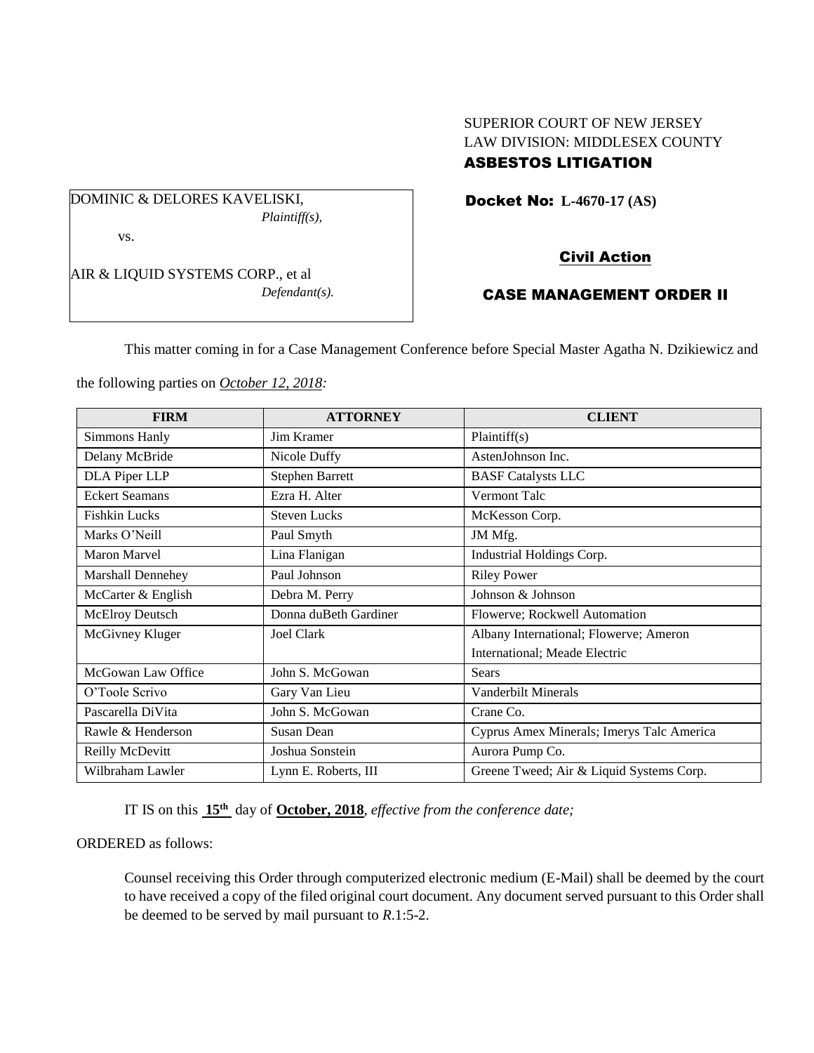SUPERIOR COURT OF NEW JERSEY
LAW DIVISION: MIDDLESEX COUNTY
**ASBESTOS LITIGATION**

DOMINIC & DELORES KAVELISKI,
*Plaintiff(s),*

vs.

AIR & LIQUID SYSTEMS CORP., et al
*Defendant(s).*

**Docket No: L-4670-17 (AS)**

**Civil Action**

**CASE MANAGEMENT ORDER II**

This matter coming in for a Case Management Conference before Special Master Agatha N. Dzikiewicz and the following parties on *October 12, 2018:*

| FIRM | ATTORNEY | CLIENT |
|---|---|---|
| Simmons Hanly | Jim Kramer | Plaintiff(s) |
| Delany McBride | Nicole Duffy | AstenJohnson Inc. |
| DLA Piper LLP | Stephen Barrett | BASF Catalysts LLC |
| Eckert Seamans | Ezra H. Alter | Vermont Talc |
| Fishkin Lucks | Steven Lucks | McKesson Corp. |
| Marks O'Neill | Paul Smyth | JM Mfg. |
| Maron Marvel | Lina Flanigan | Industrial Holdings Corp. |
| Marshall Dennehey | Paul Johnson | Riley Power |
| McCarter & English | Debra M. Perry | Johnson & Johnson |
| McElroy Deutsch | Donna duBeth Gardiner | Flowerve; Rockwell Automation |
| McGivney Kluger | Joel Clark | Albany International; Flowerve; Ameron International; Meade Electric |
| McGowan Law Office | John S. McGowan | Sears |
| O'Toole Scrivo | Gary Van Lieu | Vanderbilt Minerals |
| Pascarella DiVita | John S. McGowan | Crane Co. |
| Rawle & Henderson | Susan Dean | Cyprus Amex Minerals; Imerys Talc America |
| Reilly McDevitt | Joshua Sonstein | Aurora Pump Co. |
| Wilbraham Lawler | Lynn E. Roberts, III | Greene Tweed; Air & Liquid Systems Corp. |

IT IS on this **15th** day of **October, 2018**, *effective from the conference date;*

ORDERED as follows:

Counsel receiving this Order through computerized electronic medium (E-Mail) shall be deemed by the court to have received a copy of the filed original court document. Any document served pursuant to this Order shall be deemed to be served by mail pursuant to *R*.1:5-2.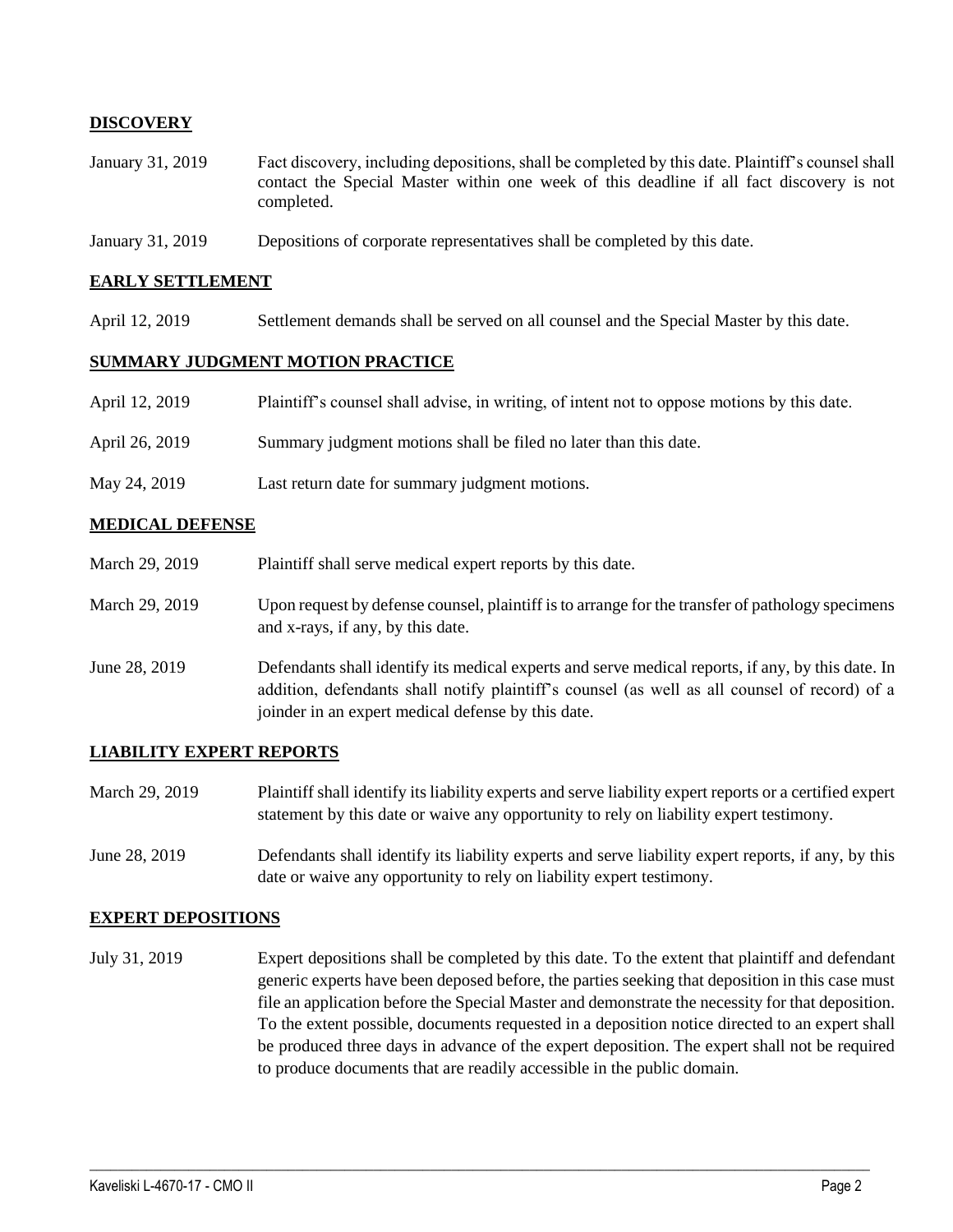## DISCOVERY

| | |
|---|---|
| January 31, 2019 | Fact discovery, including depositions, shall be completed by this date. Plaintiff's counsel shall contact the Special Master within one week of this deadline if all fact discovery is not completed. |
| January 31, 2019 | Depositions of corporate representatives shall be completed by this date. |

## EARLY SETTLEMENT

| | |
|---|---|
| April 12, 2019 | Settlement demands shall be served on all counsel and the Special Master by this date. |

## SUMMARY JUDGMENT MOTION PRACTICE

| | |
|---|---|
| April 12, 2019 | Plaintiff's counsel shall advise, in writing, of intent not to oppose motions by this date. |
| April 26, 2019 | Summary judgment motions shall be filed no later than this date. |
| May 24, 2019 | Last return date for summary judgment motions. |

## MEDICAL DEFENSE

| | |
|---|---|
| March 29, 2019 | Plaintiff shall serve medical expert reports by this date. |
| March 29, 2019 | Upon request by defense counsel, plaintiff is to arrange for the transfer of pathology specimens and x-rays, if any, by this date. |
| June 28, 2019 | Defendants shall identify its medical experts and serve medical reports, if any, by this date. In addition, defendants shall notify plaintiff's counsel (as well as all counsel of record) of a joinder in an expert medical defense by this date. |

## LIABILITY EXPERT REPORTS

| | |
|---|---|
| March 29, 2019 | Plaintiff shall identify its liability experts and serve liability expert reports or a certified expert statement by this date or waive any opportunity to rely on liability expert testimony. |
| June 28, 2019 | Defendants shall identify its liability experts and serve liability expert reports, if any, by this date or waive any opportunity to rely on liability expert testimony. |

## EXPERT DEPOSITIONS

| | |
|---|---|
| July 31, 2019 | Expert depositions shall be completed by this date. To the extent that plaintiff and defendant generic experts have been deposed before, the parties seeking that deposition in this case must file an application before the Special Master and demonstrate the necessity for that deposition. To the extent possible, documents requested in a deposition notice directed to an expert shall be produced three days in advance of the expert deposition. The expert shall not be required to produce documents that are readily accessible in the public domain. |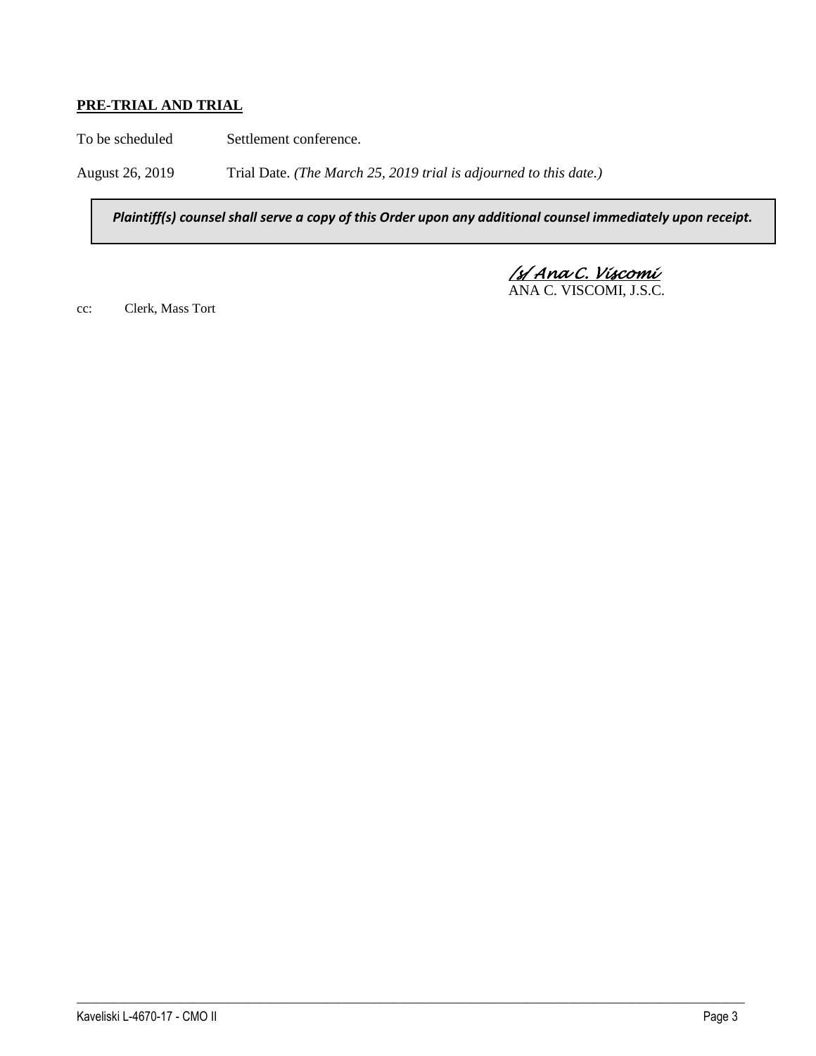**PRE-TRIAL AND TRIAL**

| | |
|---|---|
| To be scheduled | Settlement conference. |
| August 26, 2019 | Trial Date. *(The March 25, 2019 trial is adjourned to this date.)* |

***Plaintiff(s) counsel shall serve a copy of this Order upon any additional counsel immediately upon receipt.***

*/s/ Ana C. Viscomi*
ANA C. VISCOMI, J.S.C.

cc: Clerk, Mass Tort